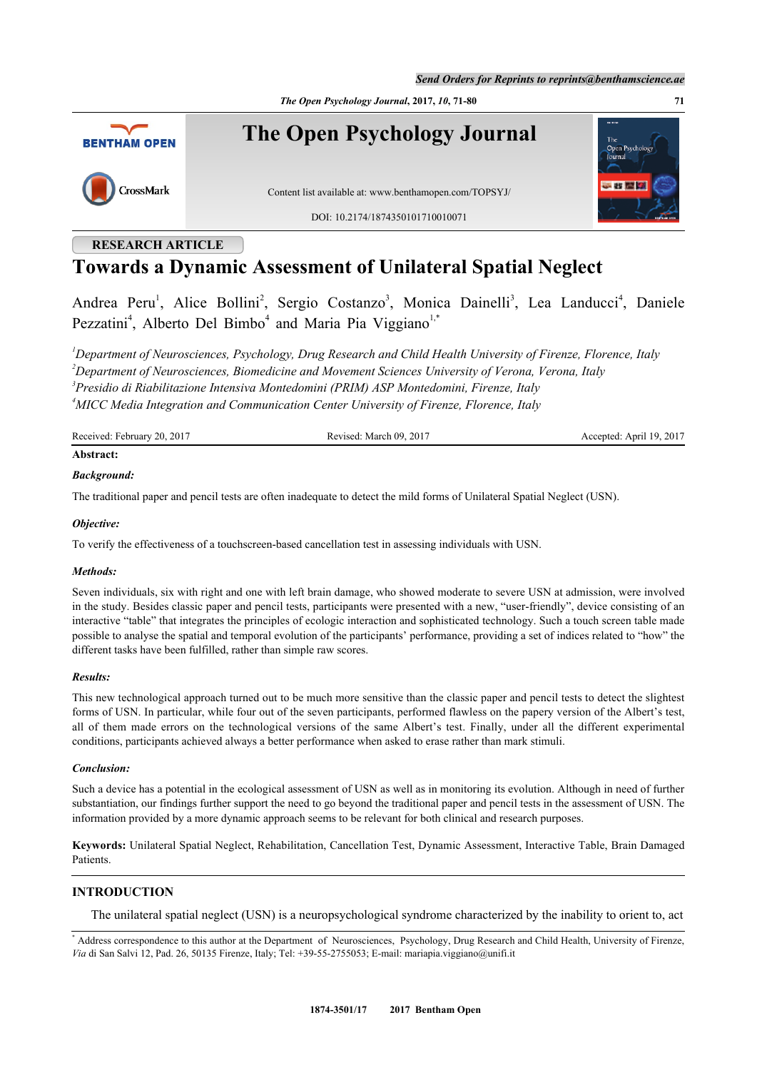RESEARCH ARTICLE

# Towards a Dynamic Assessment of Unilateral Spatial Neglect

Andrea Peru[1], Alice Bollini[2], Sergio Costanzo[3], Monica Dainelli[3], Lea Landucci[4], Daniele Pezzatini[4], Alberto Del Bimbo[4] and Maria Pia Viggiano[1,*]

[1]*Department of Neurosciences, Psychology, Drug Research and Child Health University of Firenze, Florence, Italy*
[2]*Department of Neurosciences, Biomedicine and Movement Sciences University of Verona, Verona, Italy*
[3]*Presidio di Riabilitazione Intensiva Montedomini (PRIM) ASP Montedomini, Firenze, Italy*
[4]*MICC Media Integration and Communication Center University of Firenze, Florence, Italy*

Received: February 20, 2017 Revised: March 09, 2017 Accepted: April 19, 2017

**Abstract:**

***Background:***

The traditional paper and pencil tests are often inadequate to detect the mild forms of Unilateral Spatial Neglect (USN).

***Objective:***

To verify the effectiveness of a touchscreen-based cancellation test in assessing individuals with USN.

***Methods:***

Seven individuals, six with right and one with left brain damage, who showed moderate to severe USN at admission, were involved in the study. Besides classic paper and pencil tests, participants were presented with a new, "user-friendly", device consisting of an interactive "table" that integrates the principles of ecologic interaction and sophisticated technology. Such a touch screen table made possible to analyse the spatial and temporal evolution of the participants' performance, providing a set of indices related to "how" the different tasks have been fulfilled, rather than simple raw scores.

***Results:***

This new technological approach turned out to be much more sensitive than the classic paper and pencil tests to detect the slightest forms of USN. In particular, while four out of the seven participants, performed flawless on the papery version of the Albert's test, all of them made errors on the technological versions of the same Albert's test. Finally, under all the different experimental conditions, participants achieved always a better performance when asked to erase rather than mark stimuli.

***Conclusion:***

Such a device has a potential in the ecological assessment of USN as well as in monitoring its evolution. Although in need of further substantiation, our findings further support the need to go beyond the traditional paper and pencil tests in the assessment of USN. The information provided by a more dynamic approach seems to be relevant for both clinical and research purposes.

**Keywords:** Unilateral Spatial Neglect, Rehabilitation, Cancellation Test, Dynamic Assessment, Interactive Table, Brain Damaged Patients.

## INTRODUCTION

The unilateral spatial neglect (USN) is a neuropsychological syndrome characterized by the inability to orient to, act

[*] Address correspondence to this author at the Department of Neurosciences, Psychology, Drug Research and Child Health, University of Firenze, *Via* di San Salvi 12, Pad. 26, 50135 Firenze, Italy; Tel: +39-55-2755053; E-mail: mariapia.viggiano@unifi.it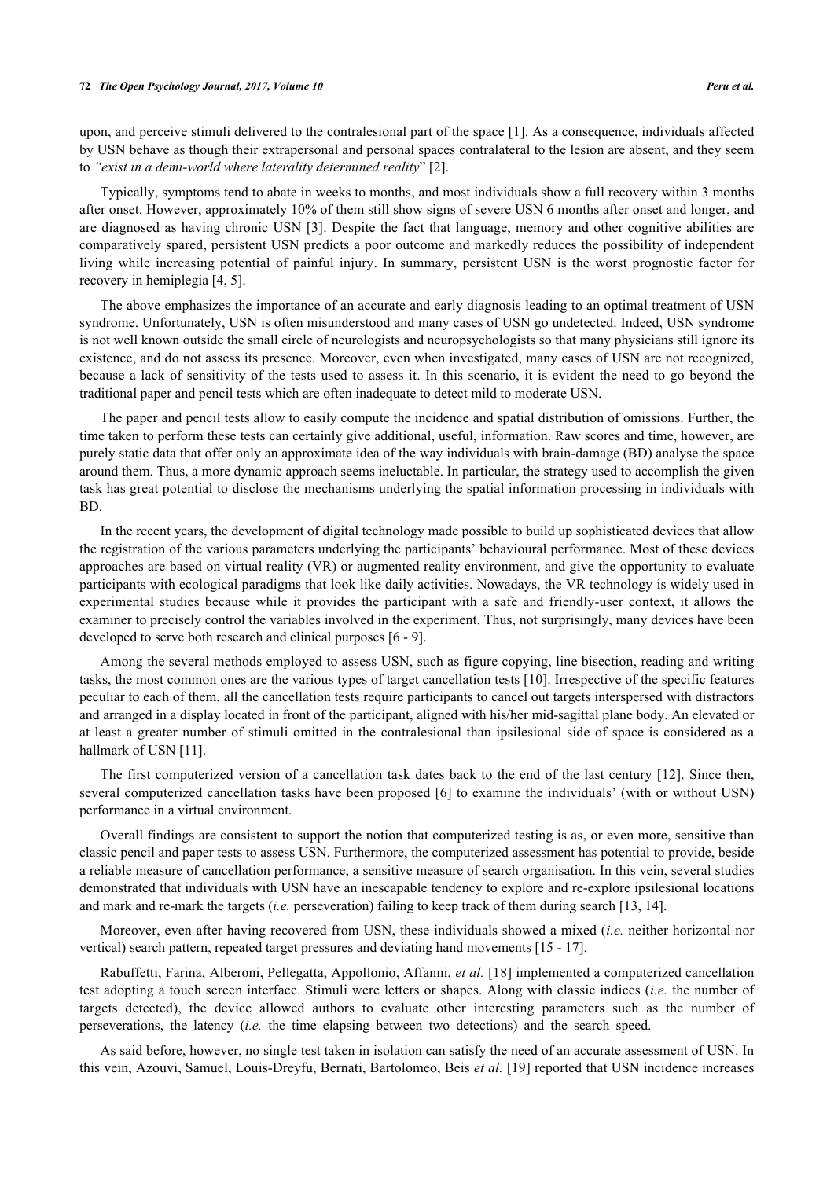upon, and perceive stimuli delivered to the contralesional part of the space [1]. As a consequence, individuals affected by USN behave as though their extrapersonal and personal spaces contralateral to the lesion are absent, and they seem to *"exist in a demi-world where laterality determined reality*" [2].

Typically, symptoms tend to abate in weeks to months, and most individuals show a full recovery within 3 months after onset. However, approximately 10% of them still show signs of severe USN 6 months after onset and longer, and are diagnosed as having chronic USN [3]. Despite the fact that language, memory and other cognitive abilities are comparatively spared, persistent USN predicts a poor outcome and markedly reduces the possibility of independent living while increasing potential of painful injury. In summary, persistent USN is the worst prognostic factor for recovery in hemiplegia [4, 5].

The above emphasizes the importance of an accurate and early diagnosis leading to an optimal treatment of USN syndrome. Unfortunately, USN is often misunderstood and many cases of USN go undetected. Indeed, USN syndrome is not well known outside the small circle of neurologists and neuropsychologists so that many physicians still ignore its existence, and do not assess its presence. Moreover, even when investigated, many cases of USN are not recognized, because a lack of sensitivity of the tests used to assess it. In this scenario, it is evident the need to go beyond the traditional paper and pencil tests which are often inadequate to detect mild to moderate USN.

The paper and pencil tests allow to easily compute the incidence and spatial distribution of omissions. Further, the time taken to perform these tests can certainly give additional, useful, information. Raw scores and time, however, are purely static data that offer only an approximate idea of the way individuals with brain-damage (BD) analyse the space around them. Thus, a more dynamic approach seems ineluctable. In particular, the strategy used to accomplish the given task has great potential to disclose the mechanisms underlying the spatial information processing in individuals with BD.

In the recent years, the development of digital technology made possible to build up sophisticated devices that allow the registration of the various parameters underlying the participants' behavioural performance. Most of these devices approaches are based on virtual reality (VR) or augmented reality environment, and give the opportunity to evaluate participants with ecological paradigms that look like daily activities. Nowadays, the VR technology is widely used in experimental studies because while it provides the participant with a safe and friendly-user context, it allows the examiner to precisely control the variables involved in the experiment. Thus, not surprisingly, many devices have been developed to serve both research and clinical purposes [6 - 9].

Among the several methods employed to assess USN, such as figure copying, line bisection, reading and writing tasks, the most common ones are the various types of target cancellation tests [10]. Irrespective of the specific features peculiar to each of them, all the cancellation tests require participants to cancel out targets interspersed with distractors and arranged in a display located in front of the participant, aligned with his/her mid-sagittal plane body. An elevated or at least a greater number of stimuli omitted in the contralesional than ipsilesional side of space is considered as a hallmark of USN [11].

The first computerized version of a cancellation task dates back to the end of the last century [12]. Since then, several computerized cancellation tasks have been proposed [6] to examine the individuals' (with or without USN) performance in a virtual environment.

Overall findings are consistent to support the notion that computerized testing is as, or even more, sensitive than classic pencil and paper tests to assess USN. Furthermore, the computerized assessment has potential to provide, beside a reliable measure of cancellation performance, a sensitive measure of search organisation. In this vein, several studies demonstrated that individuals with USN have an inescapable tendency to explore and re-explore ipsilesional locations and mark and re-mark the targets (*i.e.* perseveration) failing to keep track of them during search [13, 14].

Moreover, even after having recovered from USN, these individuals showed a mixed (*i.e.* neither horizontal nor vertical) search pattern, repeated target pressures and deviating hand movements [15 - 17].

Rabuffetti, Farina, Alberoni, Pellegatta, Appollonio, Affanni, *et al.* [18] implemented a computerized cancellation test adopting a touch screen interface. Stimuli were letters or shapes. Along with classic indices (*i.e.* the number of targets detected), the device allowed authors to evaluate other interesting parameters such as the number of perseverations, the latency (*i.e.* the time elapsing between two detections) and the search speed.

As said before, however, no single test taken in isolation can satisfy the need of an accurate assessment of USN. In this vein, Azouvi, Samuel, Louis-Dreyfu, Bernati, Bartolomeo, Beis *et al.* [19] reported that USN incidence increases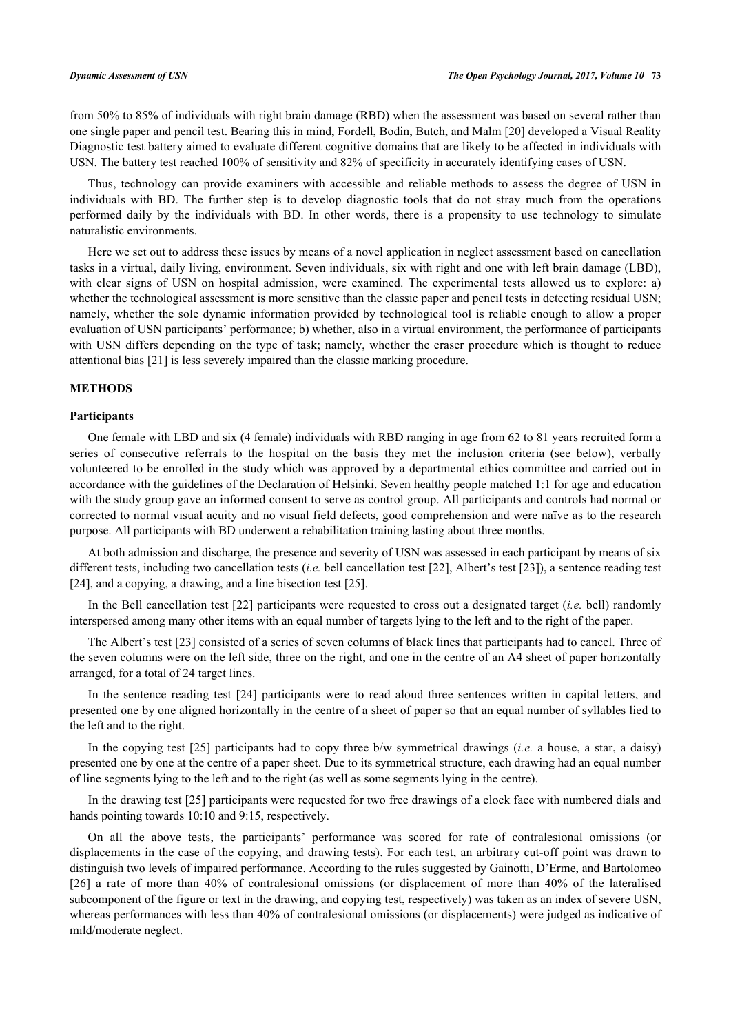from 50% to 85% of individuals with right brain damage (RBD) when the assessment was based on several rather than one single paper and pencil test. Bearing this in mind, Fordell, Bodin, Butch, and Malm [20] developed a Visual Reality Diagnostic test battery aimed to evaluate different cognitive domains that are likely to be affected in individuals with USN. The battery test reached 100% of sensitivity and 82% of specificity in accurately identifying cases of USN.

Thus, technology can provide examiners with accessible and reliable methods to assess the degree of USN in individuals with BD. The further step is to develop diagnostic tools that do not stray much from the operations performed daily by the individuals with BD. In other words, there is a propensity to use technology to simulate naturalistic environments.

Here we set out to address these issues by means of a novel application in neglect assessment based on cancellation tasks in a virtual, daily living, environment. Seven individuals, six with right and one with left brain damage (LBD), with clear signs of USN on hospital admission, were examined. The experimental tests allowed us to explore: a) whether the technological assessment is more sensitive than the classic paper and pencil tests in detecting residual USN; namely, whether the sole dynamic information provided by technological tool is reliable enough to allow a proper evaluation of USN participants' performance; b) whether, also in a virtual environment, the performance of participants with USN differs depending on the type of task; namely, whether the eraser procedure which is thought to reduce attentional bias [21] is less severely impaired than the classic marking procedure.

## METHODS

### Participants

One female with LBD and six (4 female) individuals with RBD ranging in age from 62 to 81 years recruited form a series of consecutive referrals to the hospital on the basis they met the inclusion criteria (see below), verbally volunteered to be enrolled in the study which was approved by a departmental ethics committee and carried out in accordance with the guidelines of the Declaration of Helsinki. Seven healthy people matched 1:1 for age and education with the study group gave an informed consent to serve as control group. All participants and controls had normal or corrected to normal visual acuity and no visual field defects, good comprehension and were naïve as to the research purpose. All participants with BD underwent a rehabilitation training lasting about three months.

At both admission and discharge, the presence and severity of USN was assessed in each participant by means of six different tests, including two cancellation tests (*i.e.* bell cancellation test [22], Albert's test [23]), a sentence reading test [24], and a copying, a drawing, and a line bisection test [25].

In the Bell cancellation test [22] participants were requested to cross out a designated target (*i.e.* bell) randomly interspersed among many other items with an equal number of targets lying to the left and to the right of the paper.

The Albert's test [23] consisted of a series of seven columns of black lines that participants had to cancel. Three of the seven columns were on the left side, three on the right, and one in the centre of an A4 sheet of paper horizontally arranged, for a total of 24 target lines.

In the sentence reading test [24] participants were to read aloud three sentences written in capital letters, and presented one by one aligned horizontally in the centre of a sheet of paper so that an equal number of syllables lied to the left and to the right.

In the copying test [25] participants had to copy three b/w symmetrical drawings (*i.e.* a house, a star, a daisy) presented one by one at the centre of a paper sheet. Due to its symmetrical structure, each drawing had an equal number of line segments lying to the left and to the right (as well as some segments lying in the centre).

In the drawing test [25] participants were requested for two free drawings of a clock face with numbered dials and hands pointing towards 10:10 and 9:15, respectively.

On all the above tests, the participants' performance was scored for rate of contralesional omissions (or displacements in the case of the copying, and drawing tests). For each test, an arbitrary cut-off point was drawn to distinguish two levels of impaired performance. According to the rules suggested by Gainotti, D'Erme, and Bartolomeo [26] a rate of more than 40% of contralesional omissions (or displacement of more than 40% of the lateralised subcomponent of the figure or text in the drawing, and copying test, respectively) was taken as an index of severe USN, whereas performances with less than 40% of contralesional omissions (or displacements) were judged as indicative of mild/moderate neglect.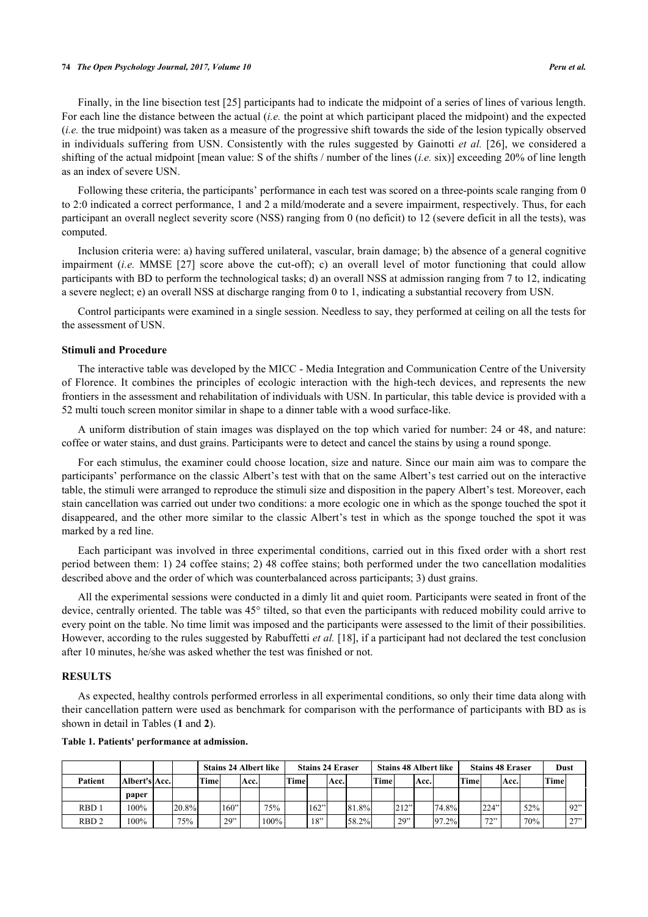Finally, in the line bisection test [25] participants had to indicate the midpoint of a series of lines of various length. For each line the distance between the actual (*i.e.* the point at which participant placed the midpoint) and the expected (*i.e.* the true midpoint) was taken as a measure of the progressive shift towards the side of the lesion typically observed in individuals suffering from USN. Consistently with the rules suggested by Gainotti *et al.* [26], we considered a shifting of the actual midpoint [mean value: S of the shifts / number of the lines (*i.e.* six)] exceeding 20% of line length as an index of severe USN.

Following these criteria, the participants' performance in each test was scored on a three-points scale ranging from 0 to 2:0 indicated a correct performance, 1 and 2 a mild/moderate and a severe impairment, respectively. Thus, for each participant an overall neglect severity score (NSS) ranging from 0 (no deficit) to 12 (severe deficit in all the tests), was computed.

Inclusion criteria were: a) having suffered unilateral, vascular, brain damage; b) the absence of a general cognitive impairment (*i.e.* MMSE [27] score above the cut-off); c) an overall level of motor functioning that could allow participants with BD to perform the technological tasks; d) an overall NSS at admission ranging from 7 to 12, indicating a severe neglect; e) an overall NSS at discharge ranging from 0 to 1, indicating a substantial recovery from USN.

Control participants were examined in a single session. Needless to say, they performed at ceiling on all the tests for the assessment of USN.

### Stimuli and Procedure

The interactive table was developed by the MICC - Media Integration and Communication Centre of the University of Florence. It combines the principles of ecologic interaction with the high-tech devices, and represents the new frontiers in the assessment and rehabilitation of individuals with USN. In particular, this table device is provided with a 52 multi touch screen monitor similar in shape to a dinner table with a wood surface-like.

A uniform distribution of stain images was displayed on the top which varied for number: 24 or 48, and nature: coffee or water stains, and dust grains. Participants were to detect and cancel the stains by using a round sponge.

For each stimulus, the examiner could choose location, size and nature. Since our main aim was to compare the participants' performance on the classic Albert's test with that on the same Albert's test carried out on the interactive table, the stimuli were arranged to reproduce the stimuli size and disposition in the papery Albert's test. Moreover, each stain cancellation was carried out under two conditions: a more ecologic one in which as the sponge touched the spot it disappeared, and the other more similar to the classic Albert's test in which as the sponge touched the spot it was marked by a red line.

Each participant was involved in three experimental conditions, carried out in this fixed order with a short rest period between them: 1) 24 coffee stains; 2) 48 coffee stains; both performed under the two cancellation modalities described above and the order of which was counterbalanced across participants; 3) dust grains.

All the experimental sessions were conducted in a dimly lit and quiet room. Participants were seated in front of the device, centrally oriented. The table was 45° tilted, so that even the participants with reduced mobility could arrive to every point on the table. No time limit was imposed and the participants were assessed to the limit of their possibilities. However, according to the rules suggested by Rabuffetti *et al.* [18], if a participant had not declared the test conclusion after 10 minutes, he/she was asked whether the test was finished or not.

## RESULTS

As expected, healthy controls performed errorless in all experimental conditions, so only their time data along with their cancellation pattern were used as benchmark for comparison with the performance of participants with BD as is shown in detail in Tables (**1** and **2**).

**Table 1. Patients' performance at admission.**

| Patient | Albert's paper | Acc. | Stains 24 Albert like Time | Acc. | Stains 24 Eraser Time | Acc. | Stains 48 Albert like Time | Acc. | Stains 48 Eraser Time | Acc. | Dust Time |
|---|---|---|---|---|---|---|---|---|---|---|---|
| RBD 1 | 100% | 20.8% | 160" | 75% | 162" | 81.8% | 212" | 74.8% | 224" | 52% | 92" |
| RBD 2 | 100% | 75% | 29" | 100% | 18" | 58.2% | 29" | 97.2% | 72" | 70% | 27" |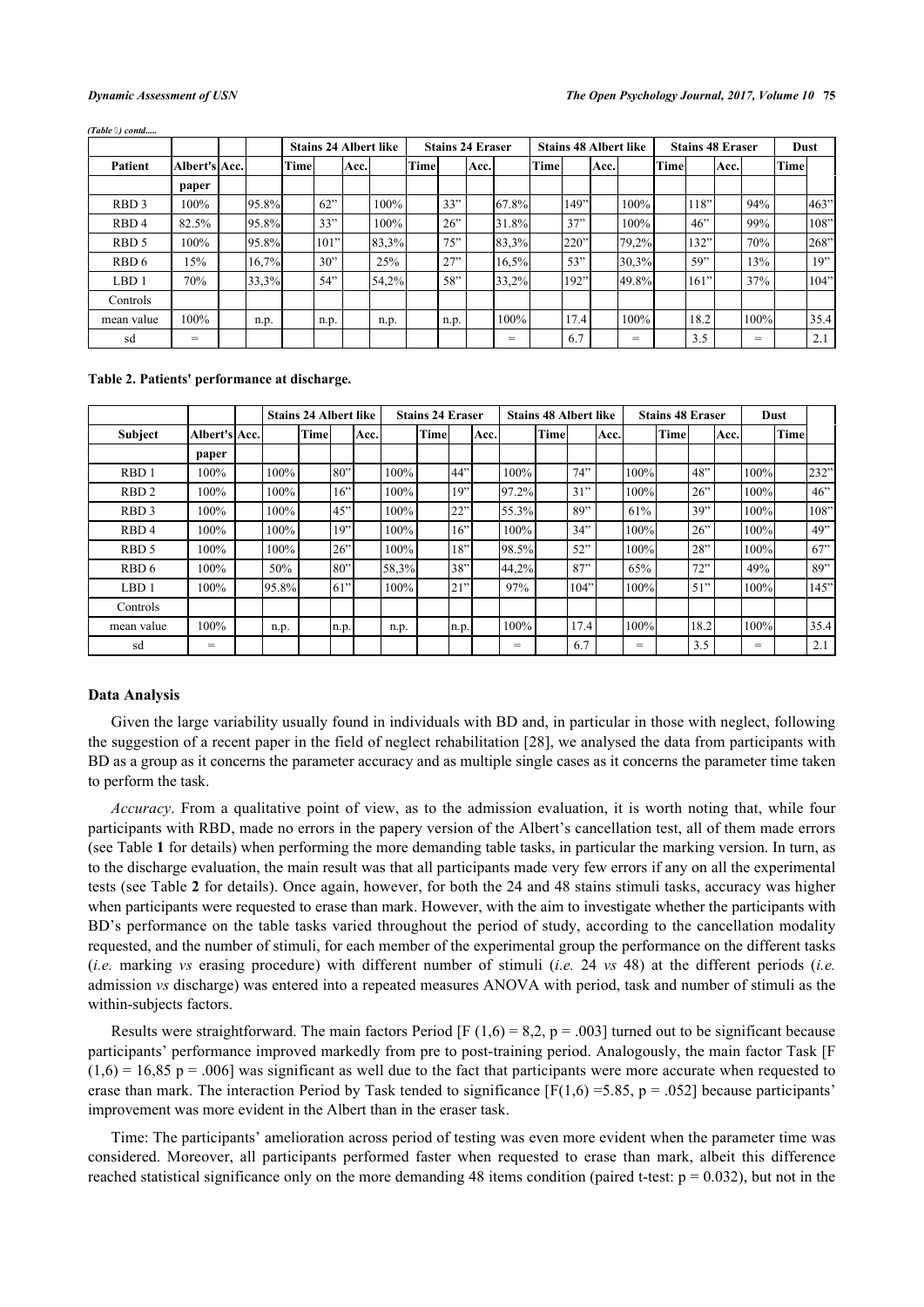*(Table 1) contd.....*

| | | | Stains 24 Albert like | | Stains 24 Eraser | | Stains 48 Albert like | | Stains 48 Eraser | | Dust |
|---|---|---|---|---|---|---|---|---|---|---|---|
| Patient | Albert's paper | Acc. | Time | Acc. | Time | Acc. | Time | Acc. | Time | Acc. | Time |
| RBD 3 | 100% | 95.8% | 62" | 100% | 33" | 67.8% | 149" | 100% | 118" | 94% | 463" |
| RBD 4 | 82.5% | 95.8% | 33" | 100% | 26" | 31.8% | 37" | 100% | 46" | 99% | 108" |
| RBD 5 | 100% | 95.8% | 101" | 83,3% | 75" | 83,3% | 220" | 79,2% | 132" | 70% | 268" |
| RBD 6 | 15% | 16,7% | 30" | 25% | 27" | 16,5% | 53" | 30,3% | 59" | 13% | 19" |
| LBD 1 | 70% | 33,3% | 54" | 54,2% | 58" | 33,2% | 192" | 49.8% | 161" | 37% | 104" |
| Controls | | | | | | | | | | | |
| mean value | 100% | n.p. | n.p. | n.p. | n.p. | 100% | 17.4 | 100% | 18.2 | 100% | 35.4 |
| sd | = | | | | | = | 6.7 | = | 3.5 | = | 2.1 |

**Table 2. Patients' performance at discharge.**

| | | | Stains 24 Albert like | | Stains 24 Eraser | | Stains 48 Albert like | | Stains 48 Eraser | | Dust |
|---|---|---|---|---|---|---|---|---|---|---|---|
| Subject | Albert's paper | Acc. | Time | Acc. | Time | Acc. | Time | Acc. | Time | Acc. | Time |
| RBD 1 | 100% | 100% | 80" | 100% | 44" | 100% | 74" | 100% | 48" | 100% | 232" |
| RBD 2 | 100% | 100% | 16" | 100% | 19" | 97.2% | 31" | 100% | 26" | 100% | 46" |
| RBD 3 | 100% | 100% | 45" | 100% | 22" | 55.3% | 89" | 61% | 39" | 100% | 108" |
| RBD 4 | 100% | 100% | 19" | 100% | 16" | 100% | 34" | 100% | 26" | 100% | 49" |
| RBD 5 | 100% | 100% | 26" | 100% | 18" | 98.5% | 52" | 100% | 28" | 100% | 67" |
| RBD 6 | 100% | 50% | 80" | 58,3% | 38" | 44,2% | 87" | 65% | 72" | 49% | 89" |
| LBD 1 | 100% | 95.8% | 61" | 100% | 21" | 97% | 104" | 100% | 51" | 100% | 145" |
| Controls | | | | | | | | | | | |
| mean value | 100% | n.p. | n.p. | n.p. | n.p. | 100% | 17.4 | 100% | 18.2 | 100% | 35.4 |
| sd | = | | | | | = | 6.7 | = | 3.5 | = | 2.1 |

### Data Analysis

Given the large variability usually found in individuals with BD and, in particular in those with neglect, following the suggestion of a recent paper in the field of neglect rehabilitation [28], we analysed the data from participants with BD as a group as it concerns the parameter accuracy and as multiple single cases as it concerns the parameter time taken to perform the task.

*Accuracy*. From a qualitative point of view, as to the admission evaluation, it is worth noting that, while four participants with RBD, made no errors in the papery version of the Albert's cancellation test, all of them made errors (see Table **1** for details) when performing the more demanding table tasks, in particular the marking version. In turn, as to the discharge evaluation, the main result was that all participants made very few errors if any on all the experimental tests (see Table **2** for details). Once again, however, for both the 24 and 48 stains stimuli tasks, accuracy was higher when participants were requested to erase than mark. However, with the aim to investigate whether the participants with BD's performance on the table tasks varied throughout the period of study, according to the cancellation modality requested, and the number of stimuli, for each member of the experimental group the performance on the different tasks (*i.e.* marking *vs* erasing procedure) with different number of stimuli (*i.e.* 24 *vs* 48) at the different periods (*i.e.* admission *vs* discharge) was entered into a repeated measures ANOVA with period, task and number of stimuli as the within-subjects factors.

Results were straightforward. The main factors Period [$F(1,6) = 8,2$, $p = .003$] turned out to be significant because participants' performance improved markedly from pre to post-training period. Analogously, the main factor Task [$F(1,6) = 16,85$ $p = .006$] was significant as well due to the fact that participants were more accurate when requested to erase than mark. The interaction Period by Task tended to significance [$F(1,6) = 5.85$, $p = .052$] because participants' improvement was more evident in the Albert than in the eraser task.

Time: The participants' amelioration across period of testing was even more evident when the parameter time was considered. Moreover, all participants performed faster when requested to erase than mark, albeit this difference reached statistical significance only on the more demanding 48 items condition (paired t-test: $p = 0.032$), but not in the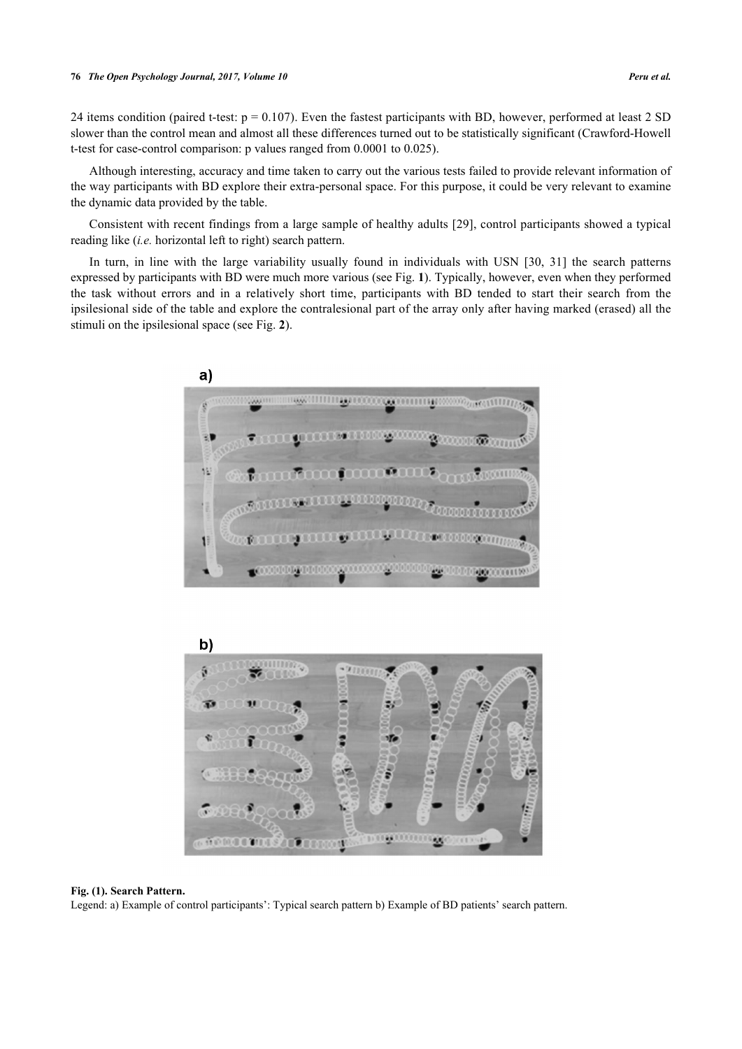24 items condition (paired t-test: $p = 0.107$). Even the fastest participants with BD, however, performed at least 2 SD slower than the control mean and almost all these differences turned out to be statistically significant (Crawford-Howell t-test for case-control comparison: p values ranged from 0.0001 to 0.025).

Although interesting, accuracy and time taken to carry out the various tests failed to provide relevant information of the way participants with BD explore their extra-personal space. For this purpose, it could be very relevant to examine the dynamic data provided by the table.

Consistent with recent findings from a large sample of healthy adults [29], control participants showed a typical reading like (*i.e.* horizontal left to right) search pattern.

In turn, in line with the large variability usually found in individuals with USN [30, 31] the search patterns expressed by participants with BD were much more various (see Fig. **1**). Typically, however, even when they performed the task without errors and in a relatively short time, participants with BD tended to start their search from the ipsilesional side of the table and explore the contralesional part of the array only after having marked (erased) all the stimuli on the ipsilesional space (see Fig. **2**).

a)

b)

**Fig. (1). Search Pattern.**
Legend: a) Example of control participants': Typical search pattern b) Example of BD patients' search pattern.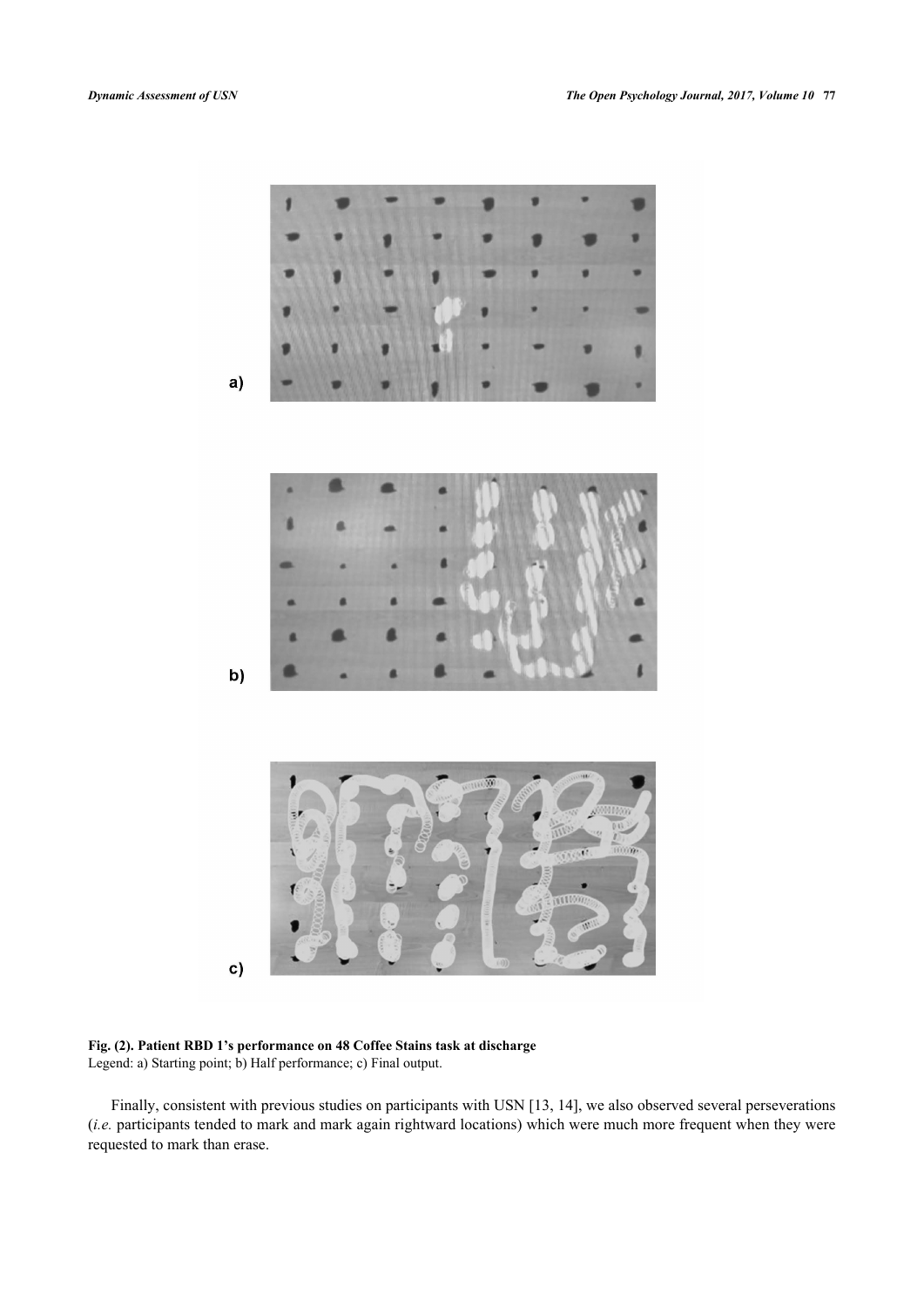**Fig. (2). Patient RBD 1's performance on 48 Coffee Stains task at discharge**
Legend: a) Starting point; b) Half performance; c) Final output.

Finally, consistent with previous studies on participants with USN [13, 14], we also observed several perseverations (*i.e.* participants tended to mark and mark again rightward locations) which were much more frequent when they were requested to mark than erase.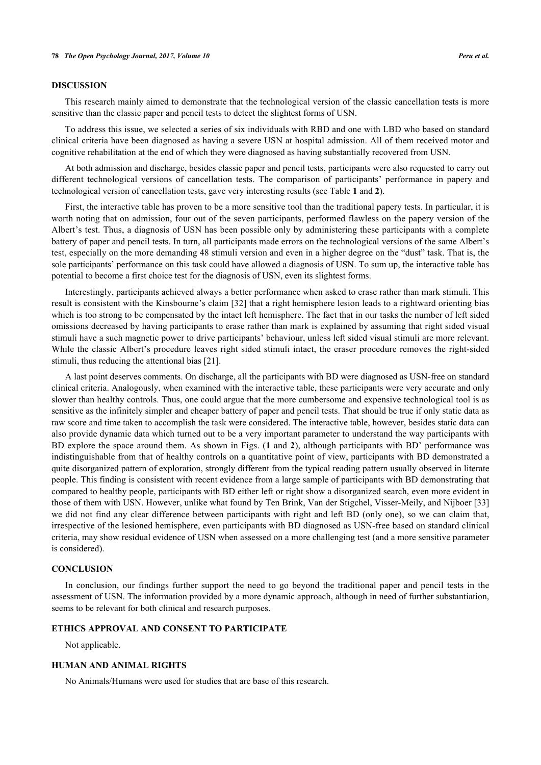## DISCUSSION

This research mainly aimed to demonstrate that the technological version of the classic cancellation tests is more sensitive than the classic paper and pencil tests to detect the slightest forms of USN.

To address this issue, we selected a series of six individuals with RBD and one with LBD who based on standard clinical criteria have been diagnosed as having a severe USN at hospital admission. All of them received motor and cognitive rehabilitation at the end of which they were diagnosed as having substantially recovered from USN.

At both admission and discharge, besides classic paper and pencil tests, participants were also requested to carry out different technological versions of cancellation tests. The comparison of participants' performance in papery and technological version of cancellation tests, gave very interesting results (see Table **1** and **2**).

First, the interactive table has proven to be a more sensitive tool than the traditional papery tests. In particular, it is worth noting that on admission, four out of the seven participants, performed flawless on the papery version of the Albert's test. Thus, a diagnosis of USN has been possible only by administering these participants with a complete battery of paper and pencil tests. In turn, all participants made errors on the technological versions of the same Albert's test, especially on the more demanding 48 stimuli version and even in a higher degree on the "dust" task. That is, the sole participants' performance on this task could have allowed a diagnosis of USN. To sum up, the interactive table has potential to become a first choice test for the diagnosis of USN, even its slightest forms.

Interestingly, participants achieved always a better performance when asked to erase rather than mark stimuli. This result is consistent with the Kinsbourne's claim [32] that a right hemisphere lesion leads to a rightward orienting bias which is too strong to be compensated by the intact left hemisphere. The fact that in our tasks the number of left sided omissions decreased by having participants to erase rather than mark is explained by assuming that right sided visual stimuli have a such magnetic power to drive participants' behaviour, unless left sided visual stimuli are more relevant. While the classic Albert's procedure leaves right sided stimuli intact, the eraser procedure removes the right-sided stimuli, thus reducing the attentional bias [21].

A last point deserves comments. On discharge, all the participants with BD were diagnosed as USN-free on standard clinical criteria. Analogously, when examined with the interactive table, these participants were very accurate and only slower than healthy controls. Thus, one could argue that the more cumbersome and expensive technological tool is as sensitive as the infinitely simpler and cheaper battery of paper and pencil tests. That should be true if only static data as raw score and time taken to accomplish the task were considered. The interactive table, however, besides static data can also provide dynamic data which turned out to be a very important parameter to understand the way participants with BD explore the space around them. As shown in Figs. (**1** and **2**), although participants with BD' performance was indistinguishable from that of healthy controls on a quantitative point of view, participants with BD demonstrated a quite disorganized pattern of exploration, strongly different from the typical reading pattern usually observed in literate people. This finding is consistent with recent evidence from a large sample of participants with BD demonstrating that compared to healthy people, participants with BD either left or right show a disorganized search, even more evident in those of them with USN. However, unlike what found by Ten Brink, Van der Stigchel, Visser-Meily, and Nijboer [33] we did not find any clear difference between participants with right and left BD (only one), so we can claim that, irrespective of the lesioned hemisphere, even participants with BD diagnosed as USN-free based on standard clinical criteria, may show residual evidence of USN when assessed on a more challenging test (and a more sensitive parameter is considered).

## CONCLUSION

In conclusion, our findings further support the need to go beyond the traditional paper and pencil tests in the assessment of USN. The information provided by a more dynamic approach, although in need of further substantiation, seems to be relevant for both clinical and research purposes.

## ETHICS APPROVAL AND CONSENT TO PARTICIPATE

Not applicable.

## HUMAN AND ANIMAL RIGHTS

No Animals/Humans were used for studies that are base of this research.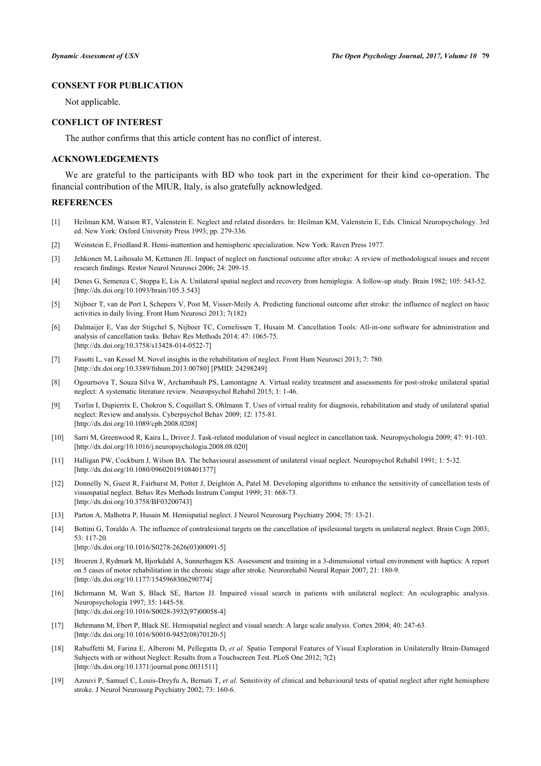## CONSENT FOR PUBLICATION

Not applicable.

## CONFLICT OF INTEREST

The author confirms that this article content has no conflict of interest.

## ACKNOWLEDGEMENTS

We are grateful to the participants with BD who took part in the experiment for their kind co-operation. The financial contribution of the MIUR, Italy, is also gratefully acknowledged.

## REFERENCES

[1] Heilman KM, Watson RT, Valenstein E. Neglect and related disorders. In: Heilman KM, Valenstein E, Eds. Clinical Neuropsychology. 3rd ed. New York: Oxford University Press 1993; pp. 279-336.

[2] Weinstein E, Friedland R. Hemi-inattention and hemispheric specialization. New York: Raven Press 1977.

[3] Jehkonen M, Laihosalo M, Kettunen JE. Impact of neglect on functional outcome after stroke: A review of methodological issues and recent research findings. Restor Neurol Neurosci 2006; 24: 209-15.

[4] Denes G, Semenza C, Stoppa E, Lis A. Unilateral spatial neglect and recovery from hemiplegia: A follow-up study. Brain 1982; 105: 543-52. [http://dx.doi.org/10.1093/brain/105.3.543]

[5] Nijboer T, van de Port I, Schepers V, Post M, Visser-Meily A. Predicting functional outcome after stroke: the influence of neglect on basic activities in daily living. Front Hum Neurosci 2013; 7(182)

[6] Dalmaijer E, Van der Stigchel S, Nijboer TC, Cornelissen T, Husain M. Cancellation Tools: All-in-one software for administration and analysis of cancellation tasks. Behav Res Methods 2014; 47: 1065-75. [http://dx.doi.org/10.3758/s13428-014-0522-7]

[7] Fasotti L, van Kessel M. Novel insights in the rehabilitation of neglect. Front Hum Neurosci 2013; 7: 780. [http://dx.doi.org/10.3389/fnhum.2013.00780] [PMID: 24298249]

[8] Ogourtsova T, Souza Silva W, Archambault PS, Lamontagne A. Virtual reality treatment and assessments for post-stroke unilateral spatial neglect: A systematic literature review. Neuropsychol Rehabil 2015; 1: 1-46.

[9] Tsirlin I, Dupierrix E, Chokron S, Coquillart S, Ohlmann T. Uses of virtual reality for diagnosis, rehabilitation and study of unilateral spatial neglect: Review and analysis. Cyberpsychol Behav 2009; 12: 175-81. [http://dx.doi.org/10.1089/cpb.2008.0208]

[10] Sarri M, Greenwood R, Kaira L, Driver J. Task-related modulation of visual neglect in cancellation task. Neuropsychologia 2009; 47: 91-103. [http://dx.doi.org/10.1016/j.neuropsychologia.2008.08.020]

[11] Halligan PW, Cockburn J, Wilson BA. The behavioural assessment of unilateral visual neglect. Neuropsychol Rehabil 1991; 1: 5-32. [http://dx.doi.org/10.1080/09602019108401377]

[12] Donnelly N, Guest R, Fairhurst M, Potter J, Deighton A, Patel M. Developing algorithms to enhance the sensitivity of cancellation tests of visuospatial neglect. Behav Res Methods Instrum Comput 1999; 31: 668-73. [http://dx.doi.org/10.3758/BF03200743]

[13] Parton A, Malhotra P, Husain M. Hemispatial neglect. J Neurol Neurosurg Psychiatry 2004; 75: 13-21.

[14] Bottini G, Toraldo A. The influence of contralesional targets on the cancellation of ipsilesional targets in unilateral neglect. Brain Cogn 2003; 53: 117-20. [http://dx.doi.org/10.1016/S0278-2626(03)00091-5]

[15] Broeren J, Rydmark M, Bjorkdahl A, Sunnerhagen KS. Assessment and training in a 3-dimensional virtual environment with haptics: A report on 5 cases of motor rehabilitation in the chronic stage after stroke. Neurorehabil Neural Repair 2007; 21: 180-9. [http://dx.doi.org/10.1177/1545968306290774]

[16] Behrmann M, Watt S, Black SE, Barton JJ. Impaired visual search in patients with unilateral neglect: An oculographic analysis. Neuropsychologia 1997; 35: 1445-58. [http://dx.doi.org/10.1016/S0028-3932(97)00058-4]

[17] Behrmann M, Ebert P, Black SE. Hemispatial neglect and visual search: A large scale analysis. Cortex 2004; 40: 247-63. [http://dx.doi.org/10.1016/S0010-9452(08)70120-5]

[18] Rabuffetti M, Farina E, Alberoni M, Pellegatta D, *et al.* Spatio Temporal Features of Visual Exploration in Unilaterally Brain-Damaged Subjects with or without Neglect: Results from a Touchscreen Test. PLoS One 2012; 7(2) [http://dx.doi.org/10.1371/journal.pone.0031511]

[19] Azouvi P, Samuel C, Louis-Dreyfu A, Bernati T, *et al.* Sensitivity of clinical and behavioural tests of spatial neglect after right hemisphere stroke. J Neurol Neurosurg Psychiatry 2002; 73: 160-6.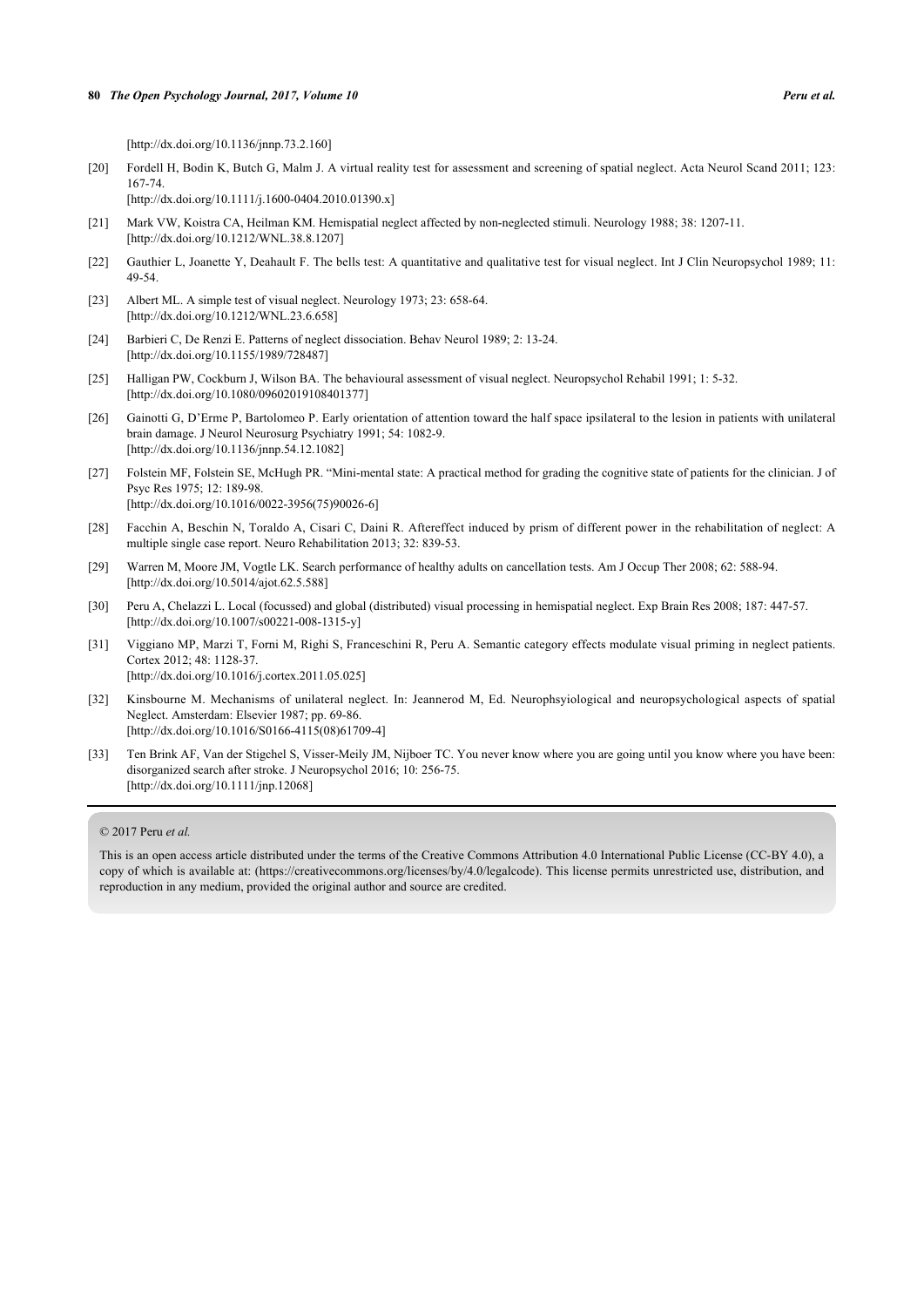[http://dx.doi.org/10.1136/jnnp.73.2.160]

[20] Fordell H, Bodin K, Butch G, Malm J. A virtual reality test for assessment and screening of spatial neglect. Acta Neurol Scand 2011; 123: 167-74.
[http://dx.doi.org/10.1111/j.1600-0404.2010.01390.x]

[21] Mark VW, Koistra CA, Heilman KM. Hemispatial neglect affected by non-neglected stimuli. Neurology 1988; 38: 1207-11.
[http://dx.doi.org/10.1212/WNL.38.8.1207]

[22] Gauthier L, Joanette Y, Deahault F. The bells test: A quantitative and qualitative test for visual neglect. Int J Clin Neuropsychol 1989; 11: 49-54.

[23] Albert ML. A simple test of visual neglect. Neurology 1973; 23: 658-64.
[http://dx.doi.org/10.1212/WNL.23.6.658]

[24] Barbieri C, De Renzi E. Patterns of neglect dissociation. Behav Neurol 1989; 2: 13-24.
[http://dx.doi.org/10.1155/1989/728487]

[25] Halligan PW, Cockburn J, Wilson BA. The behavioural assessment of visual neglect. Neuropsychol Rehabil 1991; 1: 5-32.
[http://dx.doi.org/10.1080/09602019108401377]

[26] Gainotti G, D'Erme P, Bartolomeo P. Early orientation of attention toward the half space ipsilateral to the lesion in patients with unilateral brain damage. J Neurol Neurosurg Psychiatry 1991; 54: 1082-9.
[http://dx.doi.org/10.1136/jnnp.54.12.1082]

[27] Folstein MF, Folstein SE, McHugh PR. "Mini-mental state: A practical method for grading the cognitive state of patients for the clinician. J of Psyc Res 1975; 12: 189-98.
[http://dx.doi.org/10.1016/0022-3956(75)90026-6]

[28] Facchin A, Beschin N, Toraldo A, Cisari C, Daini R. Aftereffect induced by prism of different power in the rehabilitation of neglect: A multiple single case report. Neuro Rehabilitation 2013; 32: 839-53.

[29] Warren M, Moore JM, Vogtle LK. Search performance of healthy adults on cancellation tests. Am J Occup Ther 2008; 62: 588-94.
[http://dx.doi.org/10.5014/ajot.62.5.588]

[30] Peru A, Chelazzi L. Local (focussed) and global (distributed) visual processing in hemispatial neglect. Exp Brain Res 2008; 187: 447-57.
[http://dx.doi.org/10.1007/s00221-008-1315-y]

[31] Viggiano MP, Marzi T, Forni M, Righi S, Franceschini R, Peru A. Semantic category effects modulate visual priming in neglect patients. Cortex 2012; 48: 1128-37.
[http://dx.doi.org/10.1016/j.cortex.2011.05.025]

[32] Kinsbourne M. Mechanisms of unilateral neglect. In: Jeannerod M, Ed. Neurophsyiological and neuropsychological aspects of spatial Neglect. Amsterdam: Elsevier 1987; pp. 69-86.
[http://dx.doi.org/10.1016/S0166-4115(08)61709-4]

[33] Ten Brink AF, Van der Stigchel S, Visser-Meily JM, Nijboer TC. You never know where you are going until you know where you have been: disorganized search after stroke. J Neuropsychol 2016; 10: 256-75.
[http://dx.doi.org/10.1111/jnp.12068]

© 2017 Peru *et al.*

This is an open access article distributed under the terms of the Creative Commons Attribution 4.0 International Public License (CC-BY 4.0), a copy of which is available at: (https://creativecommons.org/licenses/by/4.0/legalcode). This license permits unrestricted use, distribution, and reproduction in any medium, provided the original author and source are credited.